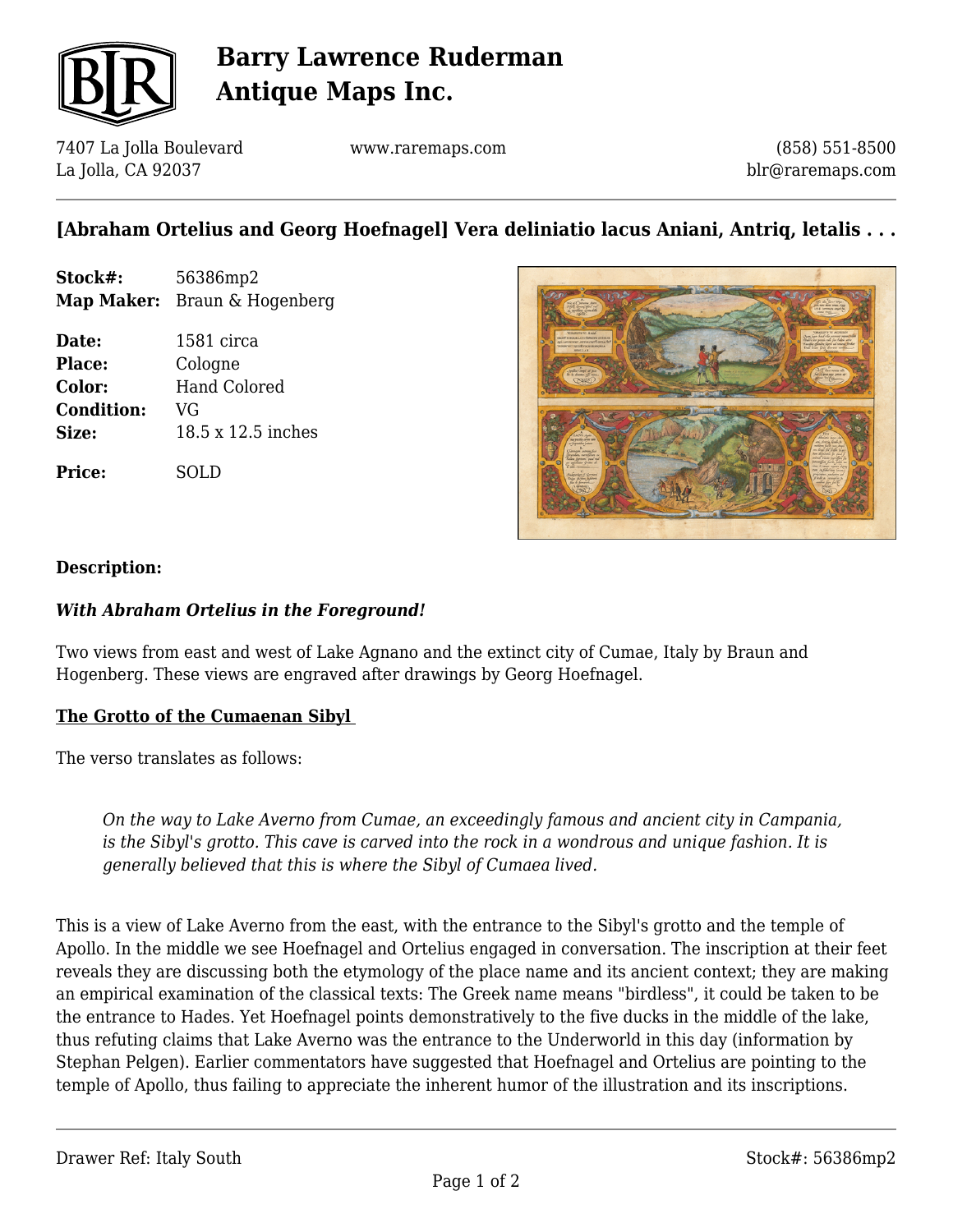# Barry Lawrence Ruderman Antique Maps Inc.

7407 La Jolla Boulevard
La Jolla, CA 92037

www.raremaps.com

(858) 551-8500
blr@raremaps.com

## [Abraham Ortelius and Georg Hoefnagel] Vera deliniatio lacus Aniani, Antriq, letalis . . .

| | |
|---|---|
| **Stock#:** | 56386mp2 |
| **Map Maker:** | Braun & Hogenberg |
| **Date:** | 1581 circa |
| **Place:** | Cologne |
| **Color:** | Hand Colored |
| **Condition:** | VG |
| **Size:** | 18.5 x 12.5 inches |
| **Price:** | SOLD |

**Description:**

***With Abraham Ortelius in the Foreground!***

Two views from east and west of Lake Agnano and the extinct city of Cumae, Italy by Braun and Hogenberg. These views are engraved after drawings by Georg Hoefnagel.

**The Grotto of the Cumaenan Sibyl**

The verso translates as follows:

> *On the way to Lake Averno from Cumae, an exceedingly famous and ancient city in Campania, is the Sibyl's grotto. This cave is carved into the rock in a wondrous and unique fashion. It is generally believed that this is where the Sibyl of Cumaea lived.*

This is a view of Lake Averno from the east, with the entrance to the Sibyl's grotto and the temple of Apollo. In the middle we see Hoefnagel and Ortelius engaged in conversation. The inscription at their feet reveals they are discussing both the etymology of the place name and its ancient context; they are making an empirical examination of the classical texts: The Greek name means "birdless", it could be taken to be the entrance to Hades. Yet Hoefnagel points demonstratively to the five ducks in the middle of the lake, thus refuting claims that Lake Averno was the entrance to the Underworld in this day (information by Stephan Pelgen). Earlier commentators have suggested that Hoefnagel and Ortelius are pointing to the temple of Apollo, thus failing to appreciate the inherent humor of the illustration and its inscriptions.

Drawer Ref: Italy South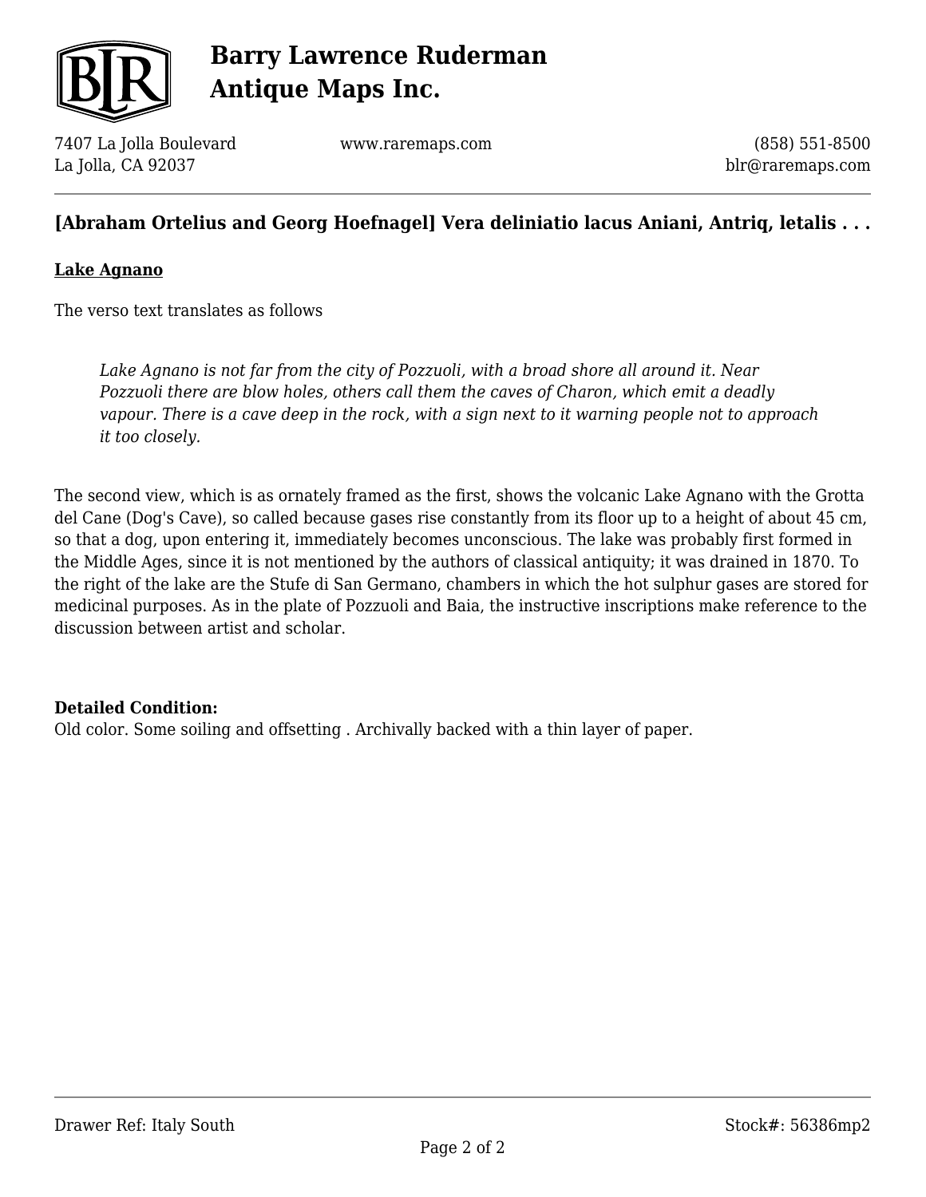## [Abraham Ortelius and Georg Hoefnagel] Vera deliniatio lacus Aniani, Antriq, letalis . . .

**Lake Agnano**

The verso text translates as follows

> *Lake Agnano is not far from the city of Pozzuoli, with a broad shore all around it. Near Pozzuoli there are blow holes, others call them the caves of Charon, which emit a deadly vapour. There is a cave deep in the rock, with a sign next to it warning people not to approach it too closely.*

The second view, which is as ornately framed as the first, shows the volcanic Lake Agnano with the Grotta del Cane (Dog's Cave), so called because gases rise constantly from its floor up to a height of about 45 cm, so that a dog, upon entering it, immediately becomes unconscious. The lake was probably first formed in the Middle Ages, since it is not mentioned by the authors of classical antiquity; it was drained in 1870. To the right of the lake are the Stufe di San Germano, chambers in which the hot sulphur gases are stored for medicinal purposes. As in the plate of Pozzuoli and Baia, the instructive inscriptions make reference to the discussion between artist and scholar.

**Detailed Condition:**
Old color. Some soiling and offsetting . Archivally backed with a thin layer of paper.

Drawer Ref: Italy South

Stock#: 56386mp2